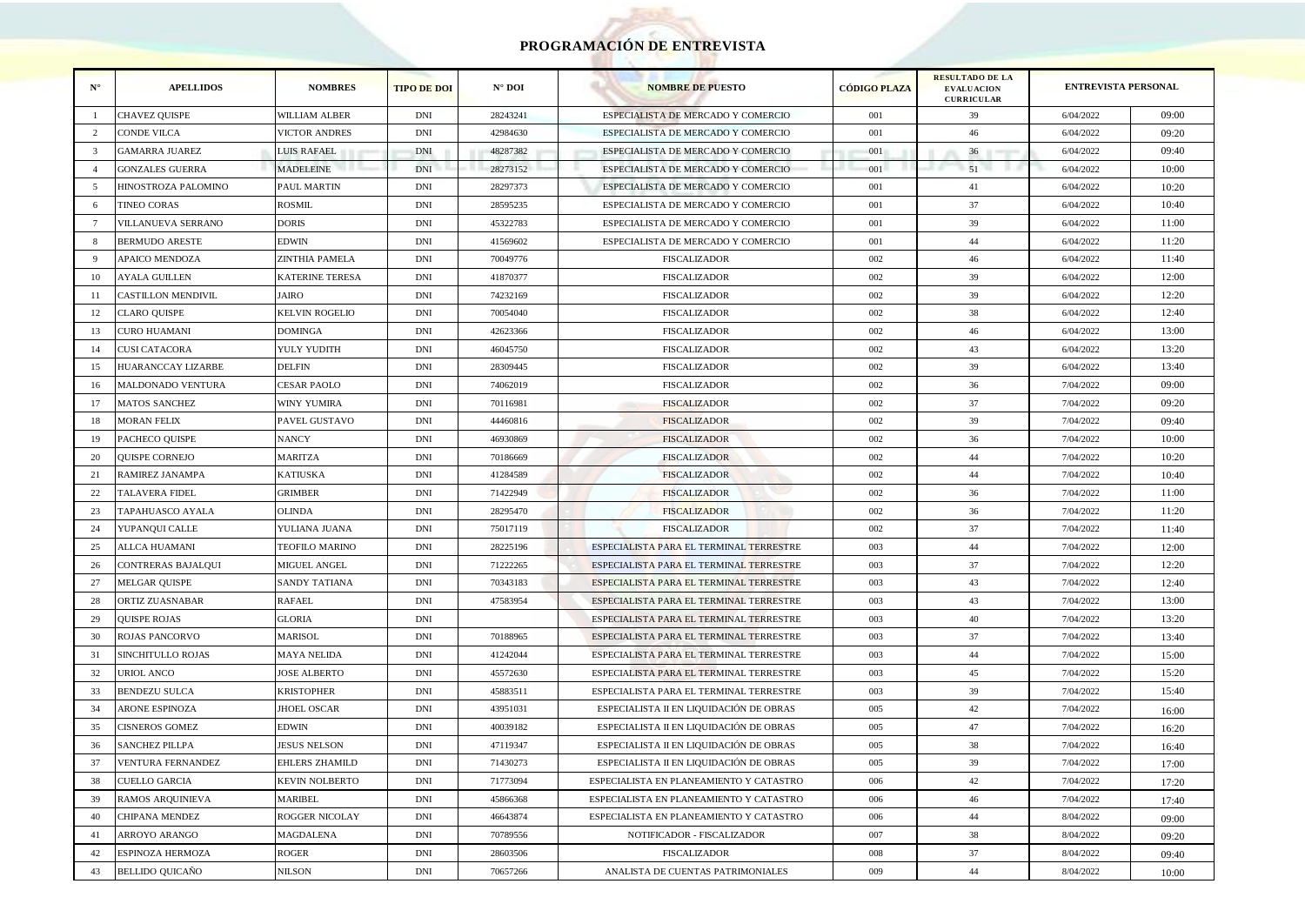# PROGRAMACIÓN DE ENTREVISTA

| N° | APELLIDOS | NOMBRES | TIPO DE DOI | N° DOI | NOMBRE DE PUESTO | CÓDIGO PLAZA | RESULTADO DE LA EVALUACION CURRICULAR | ENTREVISTA PERSONAL | |
|---|---|---|---|---|---|---|---|---|---|
| 1 | CHAVEZ QUISPE | WILLIAM ALBER | DNI | 28243241 | ESPECIALISTA DE MERCADO Y COMERCIO | 001 | 39 | 6/04/2022 | 09:00 |
| 2 | CONDE VILCA | VICTOR ANDRES | DNI | 42984630 | ESPECIALISTA DE MERCADO Y COMERCIO | 001 | 46 | 6/04/2022 | 09:20 |
| 3 | GAMARRA JUAREZ | LUIS RAFAEL | DNI | 48287382 | ESPECIALISTA DE MERCADO Y COMERCIO | 001 | 36 | 6/04/2022 | 09:40 |
| 4 | GONZALES GUERRA | MADELEINE | DNI | 28273152 | ESPECIALISTA DE MERCADO Y COMERCIO | 001 | 51 | 6/04/2022 | 10:00 |
| 5 | HINOSTROZA PALOMINO | PAUL MARTIN | DNI | 28297373 | ESPECIALISTA DE MERCADO Y COMERCIO | 001 | 41 | 6/04/2022 | 10:20 |
| 6 | TINEO CORAS | ROSMIL | DNI | 28595235 | ESPECIALISTA DE MERCADO Y COMERCIO | 001 | 37 | 6/04/2022 | 10:40 |
| 7 | VILLANUEVA SERRANO | DORIS | DNI | 45322783 | ESPECIALISTA DE MERCADO Y COMERCIO | 001 | 39 | 6/04/2022 | 11:00 |
| 8 | BERMUDO ARESTE | EDWIN | DNI | 41569602 | ESPECIALISTA DE MERCADO Y COMERCIO | 001 | 44 | 6/04/2022 | 11:20 |
| 9 | APAICO MENDOZA | ZINTHIA PAMELA | DNI | 70049776 | FISCALIZADOR | 002 | 46 | 6/04/2022 | 11:40 |
| 10 | AYALA GUILLEN | KATERINE TERESA | DNI | 41870377 | FISCALIZADOR | 002 | 39 | 6/04/2022 | 12:00 |
| 11 | CASTILLON MENDIVIL | JAIRO | DNI | 74232169 | FISCALIZADOR | 002 | 39 | 6/04/2022 | 12:20 |
| 12 | CLARO QUISPE | KELVIN ROGELIO | DNI | 70054040 | FISCALIZADOR | 002 | 38 | 6/04/2022 | 12:40 |
| 13 | CURO HUAMANI | DOMINGA | DNI | 42623366 | FISCALIZADOR | 002 | 46 | 6/04/2022 | 13:00 |
| 14 | CUSI CATACORA | YULY YUDITH | DNI | 46045750 | FISCALIZADOR | 002 | 43 | 6/04/2022 | 13:20 |
| 15 | HUARANCCAY LIZARBE | DELFIN | DNI | 28309445 | FISCALIZADOR | 002 | 39 | 6/04/2022 | 13:40 |
| 16 | MALDONADO VENTURA | CESAR PAOLO | DNI | 74062019 | FISCALIZADOR | 002 | 36 | 7/04/2022 | 09:00 |
| 17 | MATOS SANCHEZ | WINY YUMIRA | DNI | 70116981 | FISCALIZADOR | 002 | 37 | 7/04/2022 | 09:20 |
| 18 | MORAN FELIX | PAVEL GUSTAVO | DNI | 44460816 | FISCALIZADOR | 002 | 39 | 7/04/2022 | 09:40 |
| 19 | PACHECO QUISPE | NANCY | DNI | 46930869 | FISCALIZADOR | 002 | 36 | 7/04/2022 | 10:00 |
| 20 | QUISPE CORNEJO | MARITZA | DNI | 70186669 | FISCALIZADOR | 002 | 44 | 7/04/2022 | 10:20 |
| 21 | RAMIREZ JANAMPA | KATIUSKA | DNI | 41284589 | FISCALIZADOR | 002 | 44 | 7/04/2022 | 10:40 |
| 22 | TALAVERA FIDEL | GRIMBER | DNI | 71422949 | FISCALIZADOR | 002 | 36 | 7/04/2022 | 11:00 |
| 23 | TAPAHUASCO AYALA | OLINDA | DNI | 28295470 | FISCALIZADOR | 002 | 36 | 7/04/2022 | 11:20 |
| 24 | YUPANQUI CALLE | YULIANA JUANA | DNI | 75017119 | FISCALIZADOR | 002 | 37 | 7/04/2022 | 11:40 |
| 25 | ALLCA HUAMANI | TEOFILO MARINO | DNI | 28225196 | ESPECIALISTA PARA EL TERMINAL TERRESTRE | 003 | 44 | 7/04/2022 | 12:00 |
| 26 | CONTRERAS BAJALQUI | MIGUEL ANGEL | DNI | 71222265 | ESPECIALISTA PARA EL TERMINAL TERRESTRE | 003 | 37 | 7/04/2022 | 12:20 |
| 27 | MELGAR QUISPE | SANDY TATIANA | DNI | 70343183 | ESPECIALISTA PARA EL TERMINAL TERRESTRE | 003 | 43 | 7/04/2022 | 12:40 |
| 28 | ORTIZ ZUASNABAR | RAFAEL | DNI | 47583954 | ESPECIALISTA PARA EL TERMINAL TERRESTRE | 003 | 43 | 7/04/2022 | 13:00 |
| 29 | QUISPE ROJAS | GLORIA | DNI | | ESPECIALISTA PARA EL TERMINAL TERRESTRE | 003 | 40 | 7/04/2022 | 13:20 |
| 30 | ROJAS PANCORVO | MARISOL | DNI | 70188965 | ESPECIALISTA PARA EL TERMINAL TERRESTRE | 003 | 37 | 7/04/2022 | 13:40 |
| 31 | SINCHITULLO ROJAS | MAYA NELIDA | DNI | 41242044 | ESPECIALISTA PARA EL TERMINAL TERRESTRE | 003 | 44 | 7/04/2022 | 15:00 |
| 32 | URIOL ANCO | JOSE ALBERTO | DNI | 45572630 | ESPECIALISTA PARA EL TERMINAL TERRESTRE | 003 | 45 | 7/04/2022 | 15:20 |
| 33 | BENDEZU SULCA | KRISTOPHER | DNI | 45883511 | ESPECIALISTA PARA EL TERMINAL TERRESTRE | 003 | 39 | 7/04/2022 | 15:40 |
| 34 | ARONE ESPINOZA | JHOEL OSCAR | DNI | 43951031 | ESPECIALISTA II EN LIQUIDACIÓN DE OBRAS | 005 | 42 | 7/04/2022 | 16:00 |
| 35 | CISNEROS GOMEZ | EDWIN | DNI | 40039182 | ESPECIALISTA II EN LIQUIDACIÓN DE OBRAS | 005 | 47 | 7/04/2022 | 16:20 |
| 36 | SANCHEZ PILLPA | JESUS NELSON | DNI | 47119347 | ESPECIALISTA II EN LIQUIDACIÓN DE OBRAS | 005 | 38 | 7/04/2022 | 16:40 |
| 37 | VENTURA FERNANDEZ | EHLERS ZHAMILD | DNI | 71430273 | ESPECIALISTA II EN LIQUIDACIÓN DE OBRAS | 005 | 39 | 7/04/2022 | 17:00 |
| 38 | CUELLO GARCIA | KEVIN NOLBERTO | DNI | 71773094 | ESPECIALISTA EN PLANEAMIENTO Y CATASTRO | 006 | 42 | 7/04/2022 | 17:20 |
| 39 | RAMOS ARQUINIEVA | MARIBEL | DNI | 45866368 | ESPECIALISTA EN PLANEAMIENTO Y CATASTRO | 006 | 46 | 7/04/2022 | 17:40 |
| 40 | CHIPANA MENDEZ | ROGGER NICOLAY | DNI | 46643874 | ESPECIALISTA EN PLANEAMIENTO Y CATASTRO | 006 | 44 | 8/04/2022 | 09:00 |
| 41 | ARROYO ARANGO | MAGDALENA | DNI | 70789556 | NOTIFICADOR - FISCALIZADOR | 007 | 38 | 8/04/2022 | 09:20 |
| 42 | ESPINOZA HERMOZA | ROGER | DNI | 28603506 | FISCALIZADOR | 008 | 37 | 8/04/2022 | 09:40 |
| 43 | BELLIDO QUICAÑO | NILSON | DNI | 70657266 | ANALISTA DE CUENTAS PATRIMONIALES | 009 | 44 | 8/04/2022 | 10:00 |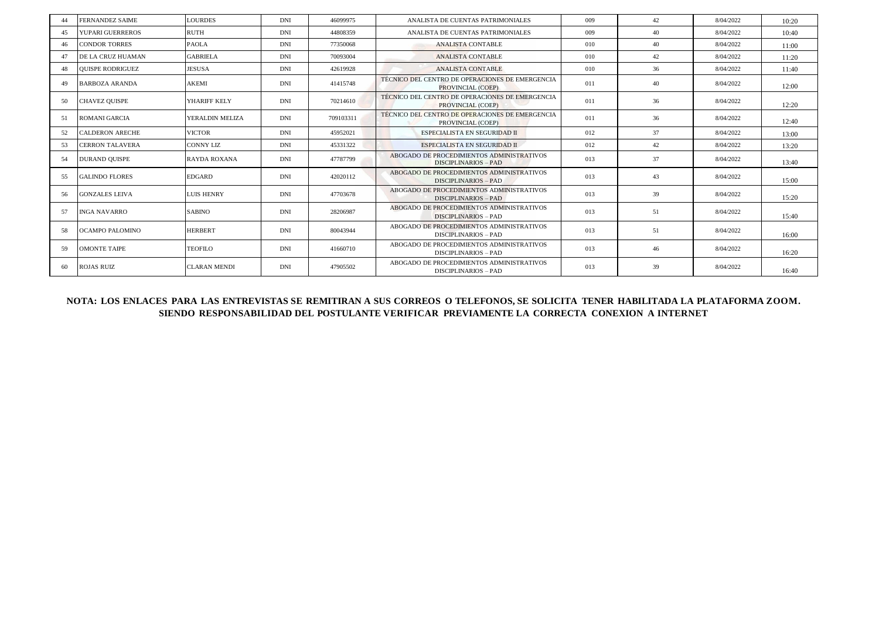| | | | | | | | | | |
|---|---|---|---|---|---|---|---|---|---|
| 44 | FERNANDEZ SAIME | LOURDES | DNI | 46099975 | ANALISTA DE CUENTAS PATRIMONIALES | 009 | 42 | 8/04/2022 | 10:20 |
| 45 | YUPARI GUERREROS | RUTH | DNI | 44808359 | ANALISTA DE CUENTAS PATRIMONIALES | 009 | 40 | 8/04/2022 | 10:40 |
| 46 | CONDOR TORRES | PAOLA | DNI | 77350068 | ANALISTA CONTABLE | 010 | 40 | 8/04/2022 | 11:00 |
| 47 | DE LA CRUZ HUAMAN | GABRIELA | DNI | 70093004 | ANALISTA CONTABLE | 010 | 42 | 8/04/2022 | 11:20 |
| 48 | QUISPE RODRIGUEZ | JESUSA | DNI | 42619928 | ANALISTA CONTABLE | 010 | 36 | 8/04/2022 | 11:40 |
| 49 | BARBOZA ARANDA | AKEMI | DNI | 41415748 | TÉCNICO DEL CENTRO DE OPERACIONES DE EMERGENCIA PROVINCIAL (COEP) | 011 | 40 | 8/04/2022 | 12:00 |
| 50 | CHAVEZ QUISPE | YHARIFF KELY | DNI | 70214610 | TÉCNICO DEL CENTRO DE OPERACIONES DE EMERGENCIA PROVINCIAL (COEP) | 011 | 36 | 8/04/2022 | 12:20 |
| 51 | ROMANI GARCIA | YERALDIN MELIZA | DNI | 709103311 | TÉCNICO DEL CENTRO DE OPERACIONES DE EMERGENCIA PROVINCIAL (COEP) | 011 | 36 | 8/04/2022 | 12:40 |
| 52 | CALDERON ARECHE | VICTOR | DNI | 45952021 | ESPECIALISTA EN SEGURIDAD II | 012 | 37 | 8/04/2022 | 13:00 |
| 53 | CERRON TALAVERA | CONNY LIZ | DNI | 45331322 | ESPECIALISTA EN SEGURIDAD II | 012 | 42 | 8/04/2022 | 13:20 |
| 54 | DURAND QUISPE | RAYDA ROXANA | DNI | 47787799 | ABOGADO DE PROCEDIMIENTOS ADMINISTRATIVOS DISCIPLINARIOS – PAD | 013 | 37 | 8/04/2022 | 13:40 |
| 55 | GALINDO FLORES | EDGARD | DNI | 42020112 | ABOGADO DE PROCEDIMIENTOS ADMINISTRATIVOS DISCIPLINARIOS – PAD | 013 | 43 | 8/04/2022 | 15:00 |
| 56 | GONZALES LEIVA | LUIS HENRY | DNI | 47703678 | ABOGADO DE PROCEDIMIENTOS ADMINISTRATIVOS DISCIPLINARIOS – PAD | 013 | 39 | 8/04/2022 | 15:20 |
| 57 | INGA NAVARRO | SABINO | DNI | 28206987 | ABOGADO DE PROCEDIMIENTOS ADMINISTRATIVOS DISCIPLINARIOS – PAD | 013 | 51 | 8/04/2022 | 15:40 |
| 58 | OCAMPO PALOMINO | HERBERT | DNI | 80043944 | ABOGADO DE PROCEDIMIENTOS ADMINISTRATIVOS DISCIPLINARIOS – PAD | 013 | 51 | 8/04/2022 | 16:00 |
| 59 | OMONTE TAIPE | TEOFILO | DNI | 41660710 | ABOGADO DE PROCEDIMIENTOS ADMINISTRATIVOS DISCIPLINARIOS – PAD | 013 | 46 | 8/04/2022 | 16:20 |
| 60 | ROJAS RUIZ | CLARAN MENDI | DNI | 47905502 | ABOGADO DE PROCEDIMIENTOS ADMINISTRATIVOS DISCIPLINARIOS – PAD | 013 | 39 | 8/04/2022 | 16:40 |

**NOTA: LOS ENLACES PARA LAS ENTREVISTAS SE REMITIRAN A SUS CORREOS O TELEFONOS, SE SOLICITA TENER HABILITADA LA PLATAFORMA ZOOM. SIENDO RESPONSABILIDAD DEL POSTULANTE VERIFICAR PREVIAMENTE LA CORRECTA CONEXION A INTERNET**